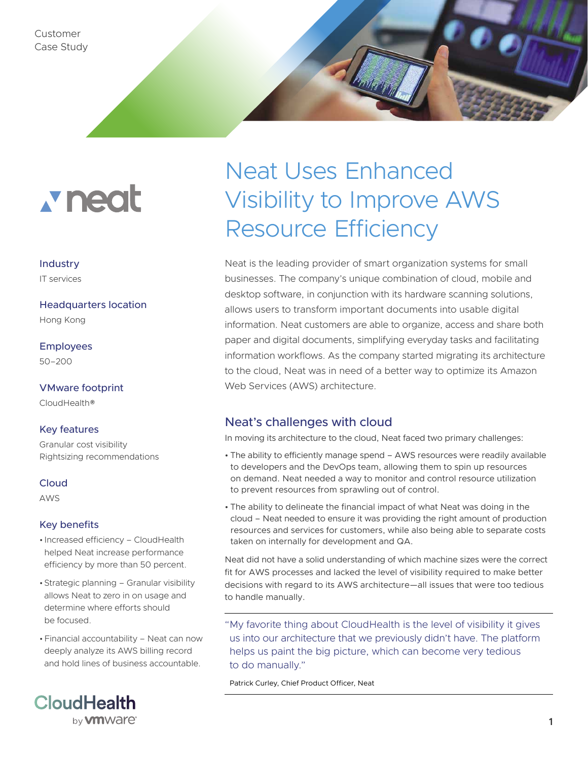Customer Case Study

# Neat Uses Enhanced Visibility to Improve AWS Resource Efficiency

**Industry**
IT services

**Headquarters location**
Hong Kong

**Employees**
50–200

**VMware footprint**
CloudHealth®

**Key features**
Granular cost visibility
Rightsizing recommendations

**Cloud**
AWS

**Key benefits**

- Increased efficiency – CloudHealth helped Neat increase performance efficiency by more than 50 percent.
- Strategic planning – Granular visibility allows Neat to zero in on usage and determine where efforts should be focused.
- Financial accountability – Neat can now deeply analyze its AWS billing record and hold lines of business accountable.

Neat is the leading provider of smart organization systems for small businesses. The company's unique combination of cloud, mobile and desktop software, in conjunction with its hardware scanning solutions, allows users to transform important documents into usable digital information. Neat customers are able to organize, access and share both paper and digital documents, simplifying everyday tasks and facilitating information workflows. As the company started migrating its architecture to the cloud, Neat was in need of a better way to optimize its Amazon Web Services (AWS) architecture.

## Neat's challenges with cloud

In moving its architecture to the cloud, Neat faced two primary challenges:

- The ability to efficiently manage spend – AWS resources were readily available to developers and the DevOps team, allowing them to spin up resources on demand. Neat needed a way to monitor and control resource utilization to prevent resources from sprawling out of control.
- The ability to delineate the financial impact of what Neat was doing in the cloud – Neat needed to ensure it was providing the right amount of production resources and services for customers, while also being able to separate costs taken on internally for development and QA.

Neat did not have a solid understanding of which machine sizes were the correct fit for AWS processes and lacked the level of visibility required to make better decisions with regard to its AWS architecture—all issues that were too tedious to handle manually.

> "My favorite thing about CloudHealth is the level of visibility it gives us into our architecture that we previously didn't have. The platform helps us paint the big picture, which can become very tedious to do manually."
>
> Patrick Curley, Chief Product Officer, Neat

CloudHealth by vmware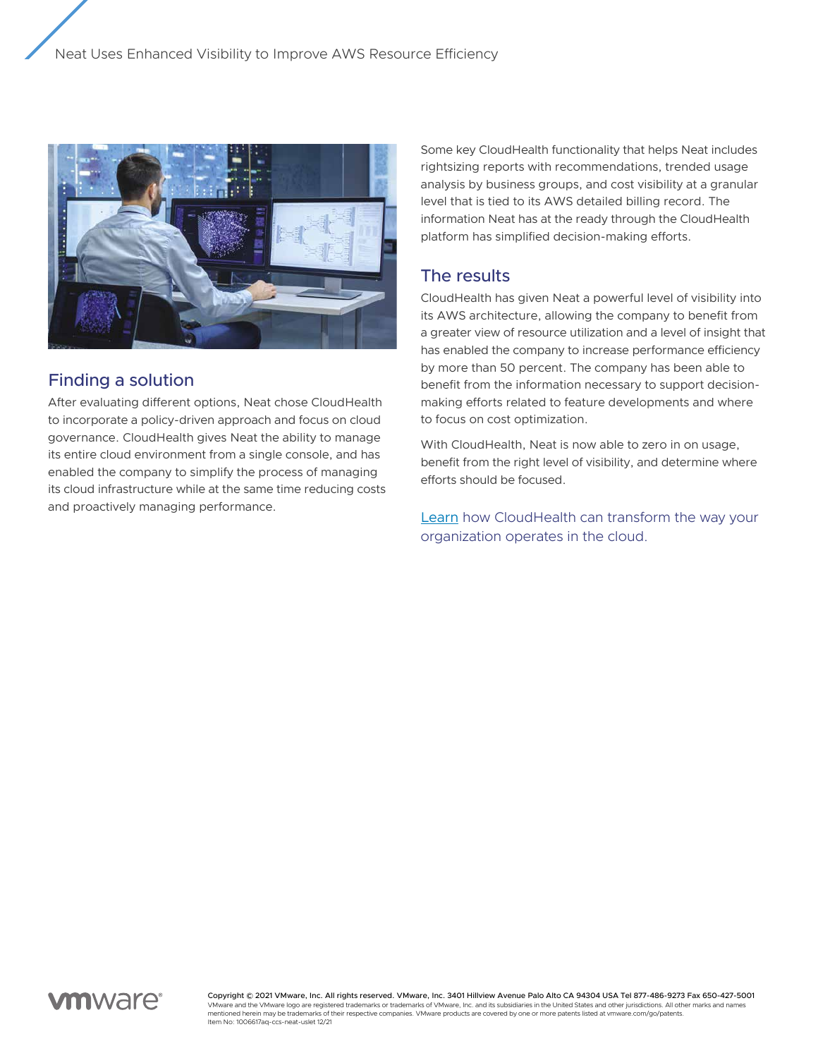## Finding a solution

After evaluating different options, Neat chose CloudHealth to incorporate a policy-driven approach and focus on cloud governance. CloudHealth gives Neat the ability to manage its entire cloud environment from a single console, and has enabled the company to simplify the process of managing its cloud infrastructure while at the same time reducing costs and proactively managing performance.

Some key CloudHealth functionality that helps Neat includes rightsizing reports with recommendations, trended usage analysis by business groups, and cost visibility at a granular level that is tied to its AWS detailed billing record. The information Neat has at the ready through the CloudHealth platform has simplified decision-making efforts.

## The results

CloudHealth has given Neat a powerful level of visibility into its AWS architecture, allowing the company to benefit from a greater view of resource utilization and a level of insight that has enabled the company to increase performance efficiency by more than 50 percent. The company has been able to benefit from the information necessary to support decision-making efforts related to feature developments and where to focus on cost optimization.

With CloudHealth, Neat is now able to zero in on usage, benefit from the right level of visibility, and determine where efforts should be focused.

Learn how CloudHealth can transform the way your organization operates in the cloud.

Copyright © 2021 VMware, Inc. All rights reserved. VMware, Inc. 3401 Hillview Avenue Palo Alto CA 94304 USA Tel 877-486-9273 Fax 650-427-5001
VMware and the VMware logo are registered trademarks or trademarks of VMware, Inc. and its subsidiaries in the United States and other jurisdictions. All other marks and names mentioned herein may be trademarks of their respective companies. VMware products are covered by one or more patents listed at vmware.com/go/patents.
Item No: 1006617aq-ccs-neat-uslet 12/21